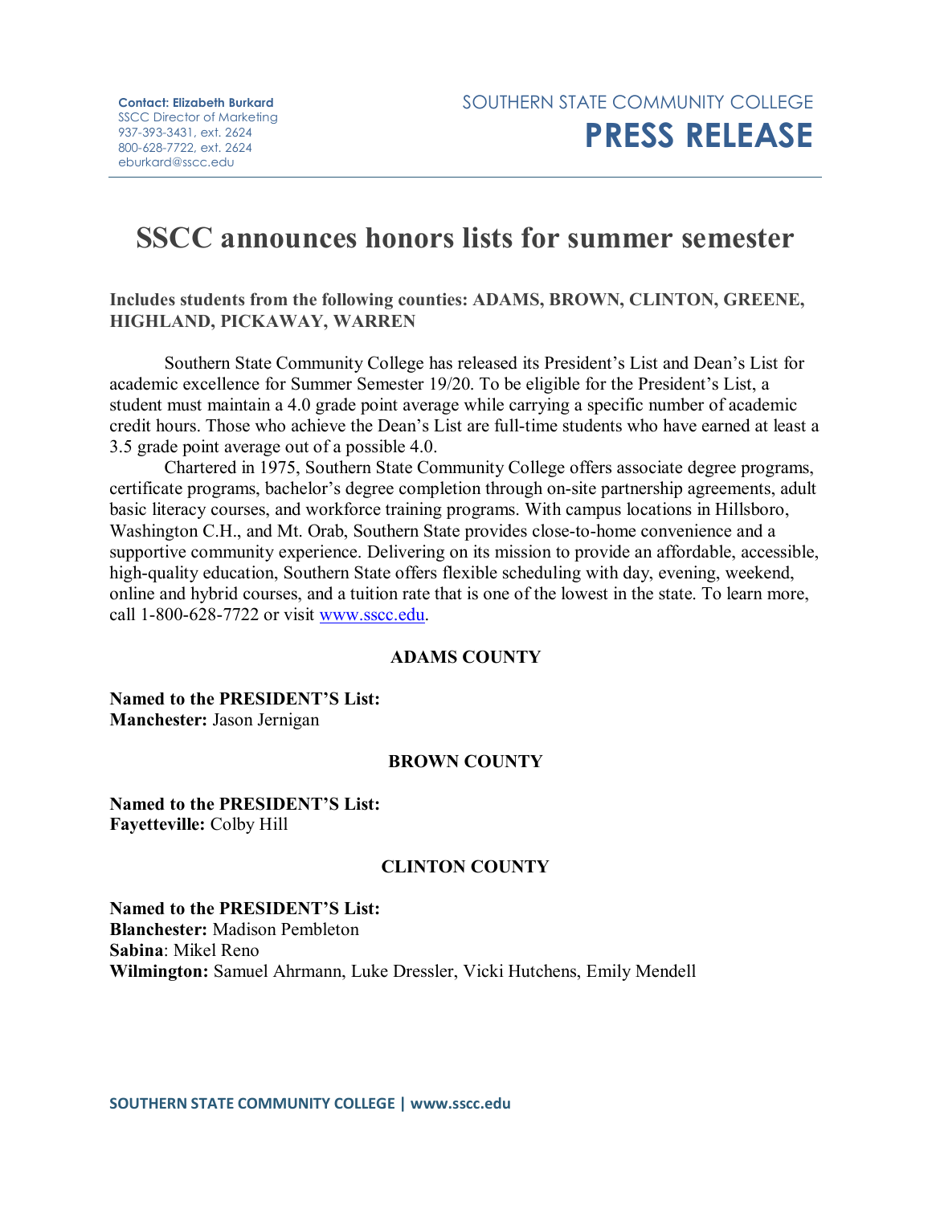**Contact: Elizabeth Burkard**
SSCC Director of Marketing
937-393-3431, ext. 2624
800-628-7722, ext. 2624
eburkard@sscc.edu

SOUTHERN STATE COMMUNITY COLLEGE
**PRESS RELEASE**

# SSCC announces honors lists for summer semester

**Includes students from the following counties: ADAMS, BROWN, CLINTON, GREENE, HIGHLAND, PICKAWAY, WARREN**

Southern State Community College has released its President's List and Dean's List for academic excellence for Summer Semester 19/20. To be eligible for the President's List, a student must maintain a 4.0 grade point average while carrying a specific number of academic credit hours. Those who achieve the Dean's List are full-time students who have earned at least a 3.5 grade point average out of a possible 4.0.

Chartered in 1975, Southern State Community College offers associate degree programs, certificate programs, bachelor's degree completion through on-site partnership agreements, adult basic literacy courses, and workforce training programs. With campus locations in Hillsboro, Washington C.H., and Mt. Orab, Southern State provides close-to-home convenience and a supportive community experience. Delivering on its mission to provide an affordable, accessible, high-quality education, Southern State offers flexible scheduling with day, evening, weekend, online and hybrid courses, and a tuition rate that is one of the lowest in the state. To learn more, call 1-800-628-7722 or visit www.sscc.edu.

### ADAMS COUNTY

**Named to the PRESIDENT'S List:**
**Manchester:** Jason Jernigan

### BROWN COUNTY

**Named to the PRESIDENT'S List:**
**Fayetteville:** Colby Hill

### CLINTON COUNTY

**Named to the PRESIDENT'S List:**
**Blanchester:** Madison Pembleton
**Sabina**: Mikel Reno
**Wilmington:** Samuel Ahrmann, Luke Dressler, Vicki Hutchens, Emily Mendell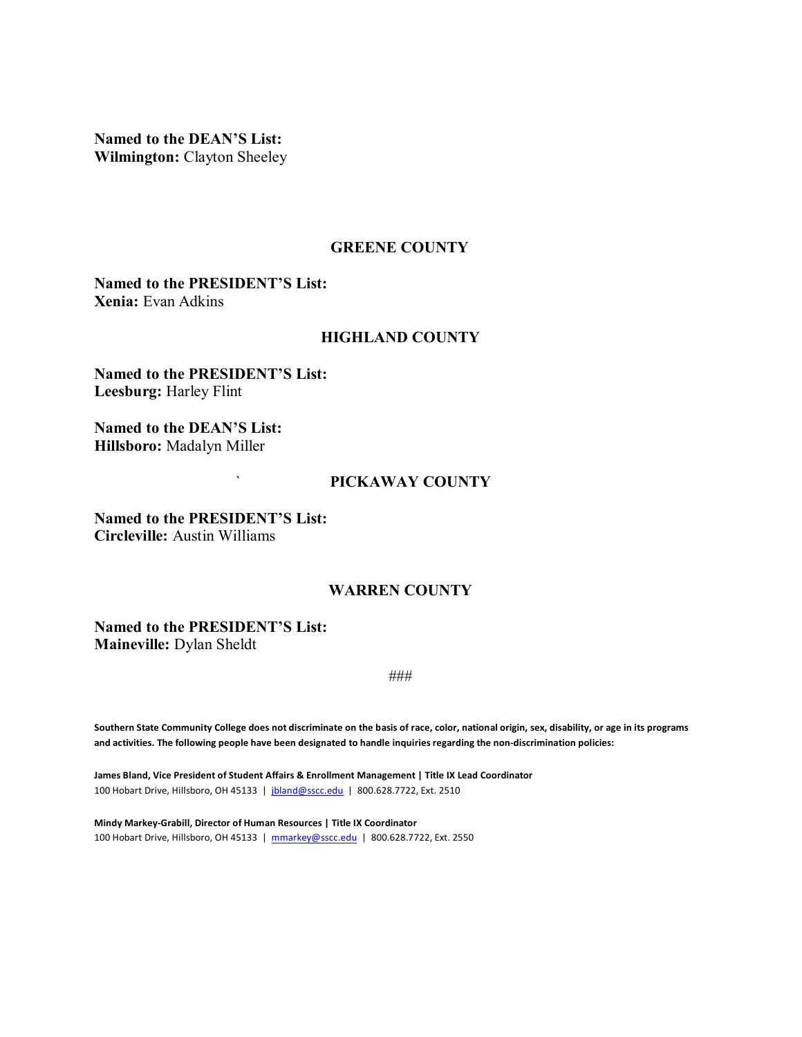**Named to the DEAN'S List:**
**Wilmington:** Clayton Sheeley

## GREENE COUNTY

**Named to the PRESIDENT'S List:**
**Xenia:** Evan Adkins

## HIGHLAND COUNTY

**Named to the PRESIDENT'S List:**
**Leesburg:** Harley Flint

**Named to the DEAN'S List:**
**Hillsboro:** Madalyn Miller

## PICKAWAY COUNTY

**Named to the PRESIDENT'S List:**
**Circleville:** Austin Williams

## WARREN COUNTY

**Named to the PRESIDENT'S List:**
**Maineville:** Dylan Sheldt

###

**Southern State Community College does not discriminate on the basis of race, color, national origin, sex, disability, or age in its programs and activities. The following people have been designated to handle inquiries regarding the non-discrimination policies:**

**James Bland, Vice President of Student Affairs & Enrollment Management | Title IX Lead Coordinator**
100 Hobart Drive, Hillsboro, OH 45133 | jbland@sscc.edu | 800.628.7722, Ext. 2510

**Mindy Markey-Grabill, Director of Human Resources | Title IX Coordinator**
100 Hobart Drive, Hillsboro, OH 45133 | mmarkey@sscc.edu | 800.628.7722, Ext. 2550